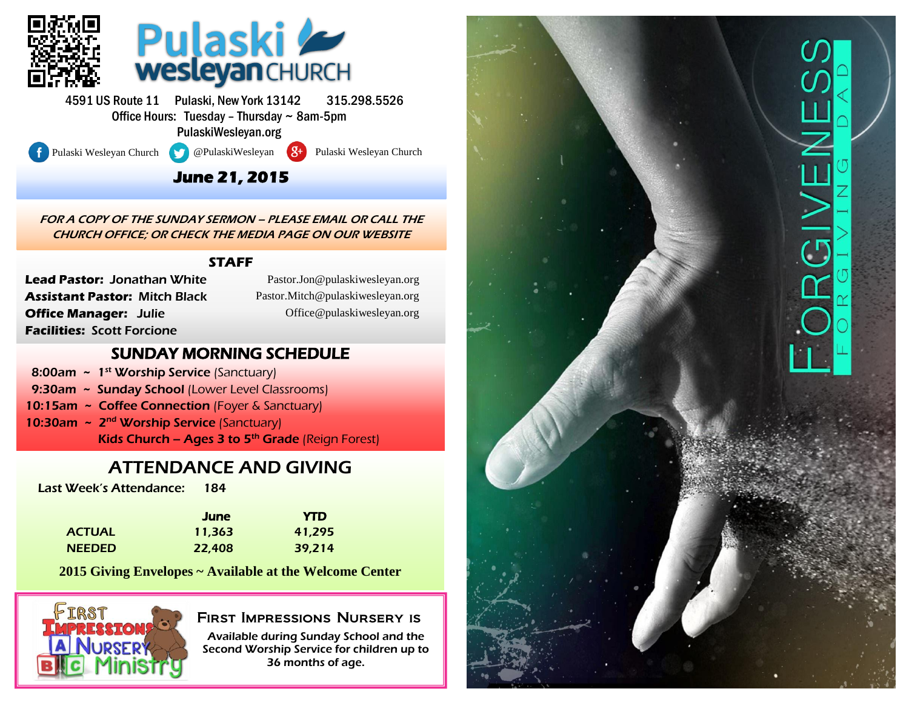# Pulaski wesleyan CHURCH

4591 US Route 11 Pulaski, New York 13142 315.298.5526

Office Hours: Tuesday – Thursday ~ 8am-5pm

PulaskiWesleyan.org

Pulaski Wesleyan Church @PulaskiWesleyan Pulaski Wesleyan Church

## June 21, 2015

*FOR A COPY OF THE SUNDAY SERMON – PLEASE EMAIL OR CALL THE CHURCH OFFICE; OR CHECK THE MEDIA PAGE ON OUR WEBSITE*

## STAFF

**Lead Pastor:** Jonathan White — Pastor.Jon@pulaskiwesleyan.org

**Assistant Pastor:** Mitch Black — Pastor.Mitch@pulaskiwesleyan.org

**Office Manager:** Julie — Office@pulaskiwesleyan.org

**Facilities:** Scott Forcione

## SUNDAY MORNING SCHEDULE

- 8:00am ~ **1st Worship Service** (Sanctuary)
- 9:30am ~ **Sunday School** (Lower Level Classrooms)
- 10:15am ~ **Coffee Connection** (Foyer & Sanctuary)
- 10:30am ~ **2nd Worship Service** (Sanctuary)
  **Kids Church – Ages 3 to 5th Grade** (Reign Forest)

## ATTENDANCE AND GIVING

Last Week's Attendance: 184

| | June | YTD |
|---|---|---|
| ACTUAL | 11,363 | 41,295 |
| NEEDED | 22,408 | 39,214 |

**2015 Giving Envelopes ~ Available at the Welcome Center**

First Impressions Nursery Ministry

**First Impressions Nursery is**

Available during Sunday School and the Second Worship Service for children up to 36 months of age.

# FORGIVENESS

FORGIVING DAD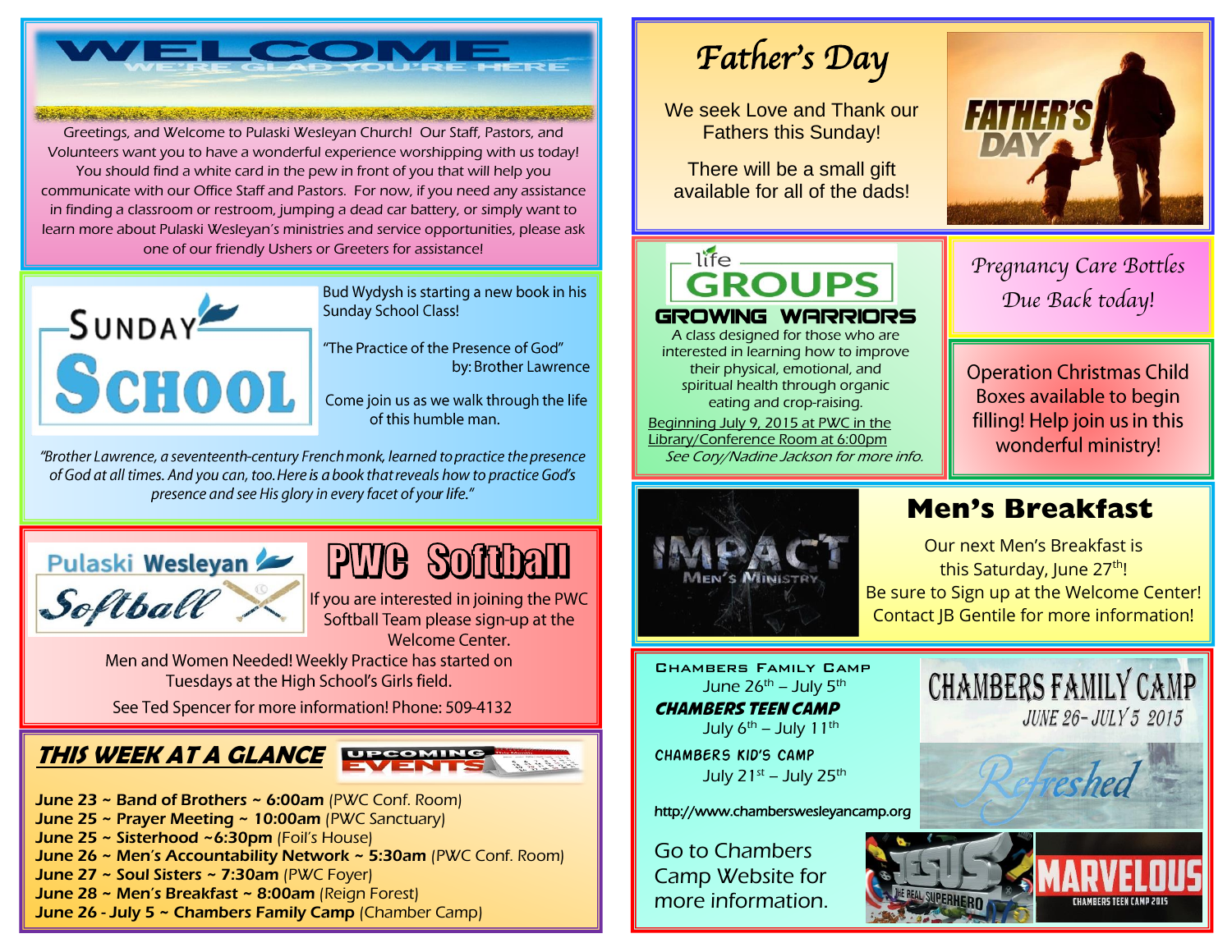# WELCOME

WE'RE GLAD YOU'RE HERE

Greetings, and Welcome to Pulaski Wesleyan Church! Our Staff, Pastors, and Volunteers want you to have a wonderful experience worshipping with us today! You should find a white card in the pew in front of you that will help you communicate with our Office Staff and Pastors. For now, if you need any assistance in finding a classroom or restroom, jumping a dead car battery, or simply want to learn more about Pulaski Wesleyan's ministries and service opportunities, please ask one of our friendly Ushers or Greeters for assistance!

## Sunday School

Bud Wydysh is starting a new book in his Sunday School Class!

"The Practice of the Presence of God"
by: Brother Lawrence

Come join us as we walk through the life of this humble man.

*"Brother Lawrence, a seventeenth-century French monk, learned to practice the presence of God at all times. And you can, too. Here is a book that reveals how to practice God's presence and see His glory in every facet of your life."*

## PWC Softball

Pulaski Wesleyan Softball

If you are interested in joining the PWC Softball Team please sign-up at the Welcome Center.

Men and Women Needed! Weekly Practice has started on Tuesdays at the High School's Girls field.

See Ted Spencer for more information! Phone: 509-4132

## *THIS WEEK AT A GLANCE*

UPCOMING EVENTS

**June 23 ~ Band of Brothers ~ 6:00am** (PWC Conf. Room)
**June 25 ~ Prayer Meeting ~ 10:00am** (PWC Sanctuary)
**June 25 ~ Sisterhood ~6:30pm** (Foil's House)
**June 26 ~ Men's Accountability Network ~ 5:30am** (PWC Conf. Room)
**June 27 ~ Soul Sisters ~ 7:30am** (PWC Foyer)
**June 28 ~ Men's Breakfast ~ 8:00am** (Reign Forest)
**June 26 - July 5 ~ Chambers Family Camp** (Chamber Camp)

## *Father's Day*

We seek Love and Thank our Fathers this Sunday!

There will be a small gift available for all of the dads!

## life GROUPS

**GROWING WARRIORS**

A class designed for those who are interested in learning how to improve their physical, emotional, and spiritual health through organic eating and crop-raising.

Beginning July 9, 2015 at PWC in the Library/Conference Room at 6:00pm

*See Cory/Nadine Jackson for more info.*

*Pregnancy Care Bottles Due Back today!*

Operation Christmas Child Boxes available to begin filling! Help join us in this wonderful ministry!

## Men's Breakfast

IMPACT Men's Ministry

Our next Men's Breakfast is this Saturday, June 27th!
Be sure to Sign up at the Welcome Center!
Contact JB Gentile for more information!

## Chambers Family Camp

June 26th – July 5th

***CHAMBERS TEEN CAMP***

July 6th – July 11th

**CHAMBERS KID'S CAMP**

July 21st – July 25th

http://www.chamberswesleyancamp.org

Go to Chambers Camp Website for more information.

CHAMBERS FAMILY CAMP
JUNE 26 - JULY 5 2015
Refreshed

JESUS THE REAL SUPERHERO

MARVELOUS
CHAMBERS TEEN CAMP 2015